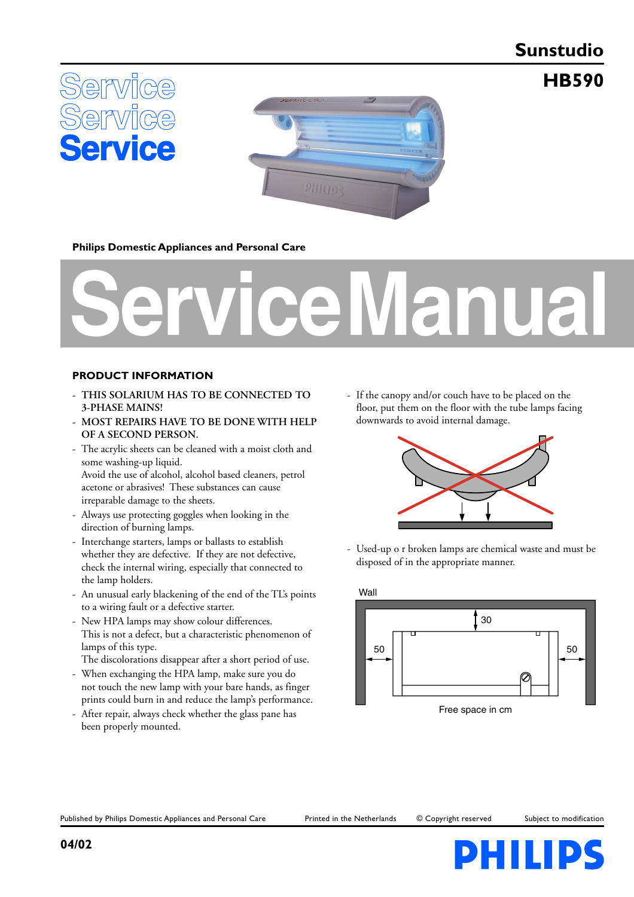# Sunstudio

# HB590

Service Service Service

Philips Domestic Appliances and Personal Care

# Service Manual

## PRODUCT INFORMATION

- **THIS SOLARIUM HAS TO BE CONNECTED TO 3-PHASE MAINS!**
- **MOST REPAIRS HAVE TO BE DONE WITH HELP OF A SECOND PERSON.**
- The acrylic sheets can be cleaned with a moist cloth and some washing-up liquid.
  Avoid the use of alcohol, alcohol based cleaners, petrol acetone or abrasives! These substances can cause irreparable damage to the sheets.
- Always use protecting goggles when looking in the direction of burning lamps.
- Interchange starters, lamps or ballasts to establish whether they are defective. If they are not defective, check the internal wiring, especially that connected to the lamp holders.
- An unusual early blackening of the end of the TL's points to a wiring fault or a defective starter.
- New HPA lamps may show colour differences.
  This is not a defect, but a characteristic phenomenon of lamps of this type.
  The discolorations disappear after a short period of use.
- When exchanging the HPA lamp, make sure you do not touch the new lamp with your bare hands, as finger prints could burn in and reduce the lamp's performance.
- After repair, always check whether the glass pane has been properly mounted.
- If the canopy and/or couch have to be placed on the floor, put them on the floor with the tube lamps facing downwards to avoid internal damage.
- Used-up o r broken lamps are chemical waste and must be disposed of in the appropriate manner.

Wall

30

50 50

Free space in cm

Published by Philips Domestic Appliances and Personal Care — Printed in the Netherlands — © Copyright reserved — Subject to modification

04/02

PHILIPS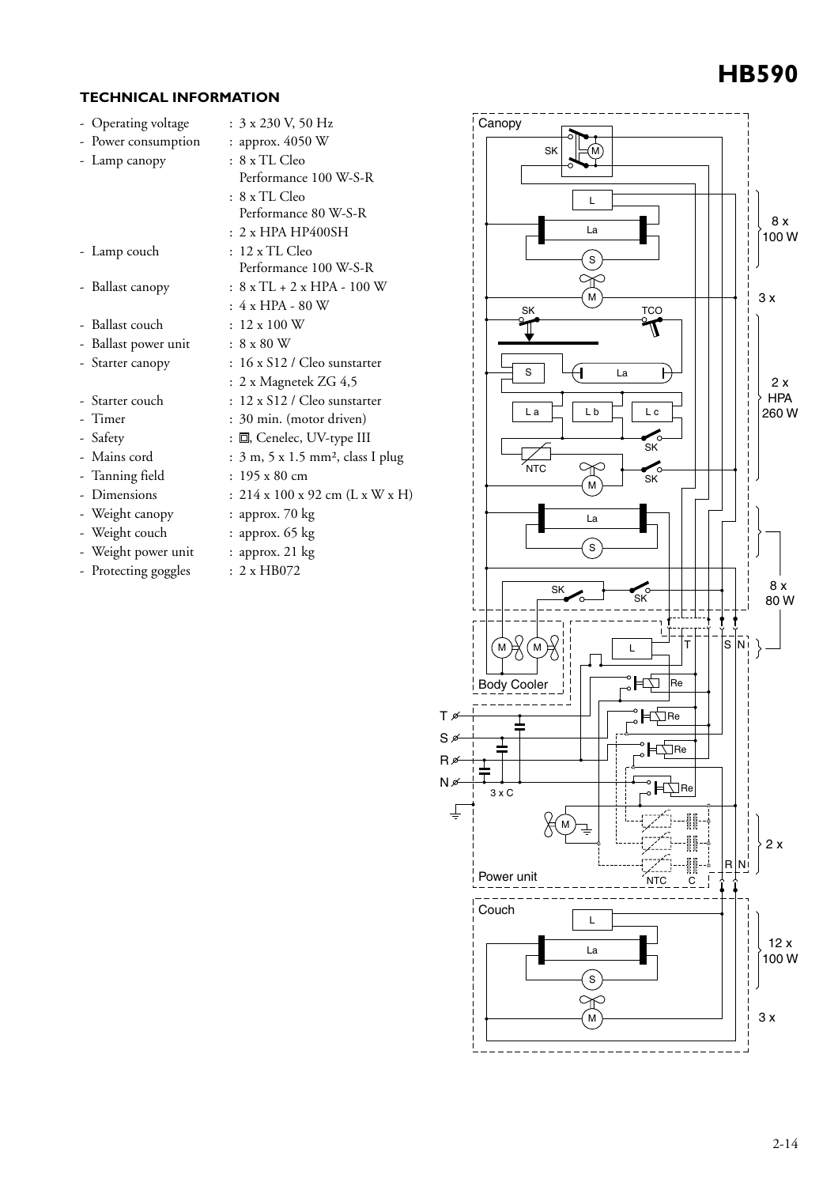# HB590

## TECHNICAL INFORMATION

- Operating voltage : 3 x 230 V, 50 Hz
- Power consumption : approx. 4050 W
- Lamp canopy : 8 x TL Cleo Performance 100 W-S-R
  : 8 x TL Cleo Performance 80 W-S-R
  : 2 x HPA HP400SH
- Lamp couch : 12 x TL Cleo Performance 100 W-S-R
- Ballast canopy : 8 x TL + 2 x HPA - 100 W
  : 4 x HPA - 80 W
- Ballast couch : 12 x 100 W
- Ballast power unit : 8 x 80 W
- Starter canopy : 16 x S12 / Cleo sunstarter
  : 2 x Magnetek ZG 4,5
- Starter couch : 12 x S12 / Cleo sunstarter
- Timer : 30 min. (motor driven)
- Safety : ▢, Cenelec, UV-type III
- Mains cord : 3 m, 5 x 1.5 mm², class I plug
- Tanning field : 195 x 80 cm
- Dimensions : 214 x 100 x 92 cm (L x W x H)
- Weight canopy : approx. 70 kg
- Weight couch : approx. 65 kg
- Weight power unit : approx. 21 kg
- Protecting goggles : 2 x HB072

Canopy SK M L La S M SK TCO S La La Lb Lc SK NTC M SK La S SK SK 8 x 100 W 3 x 2 x HPA 260 W 8 x 80 W

Body Cooler M M L T S N Re Re Re Re T S R N 3 x C M NTC C R N 2 x Power unit

Couch L La S M 12 x 100 W 3 x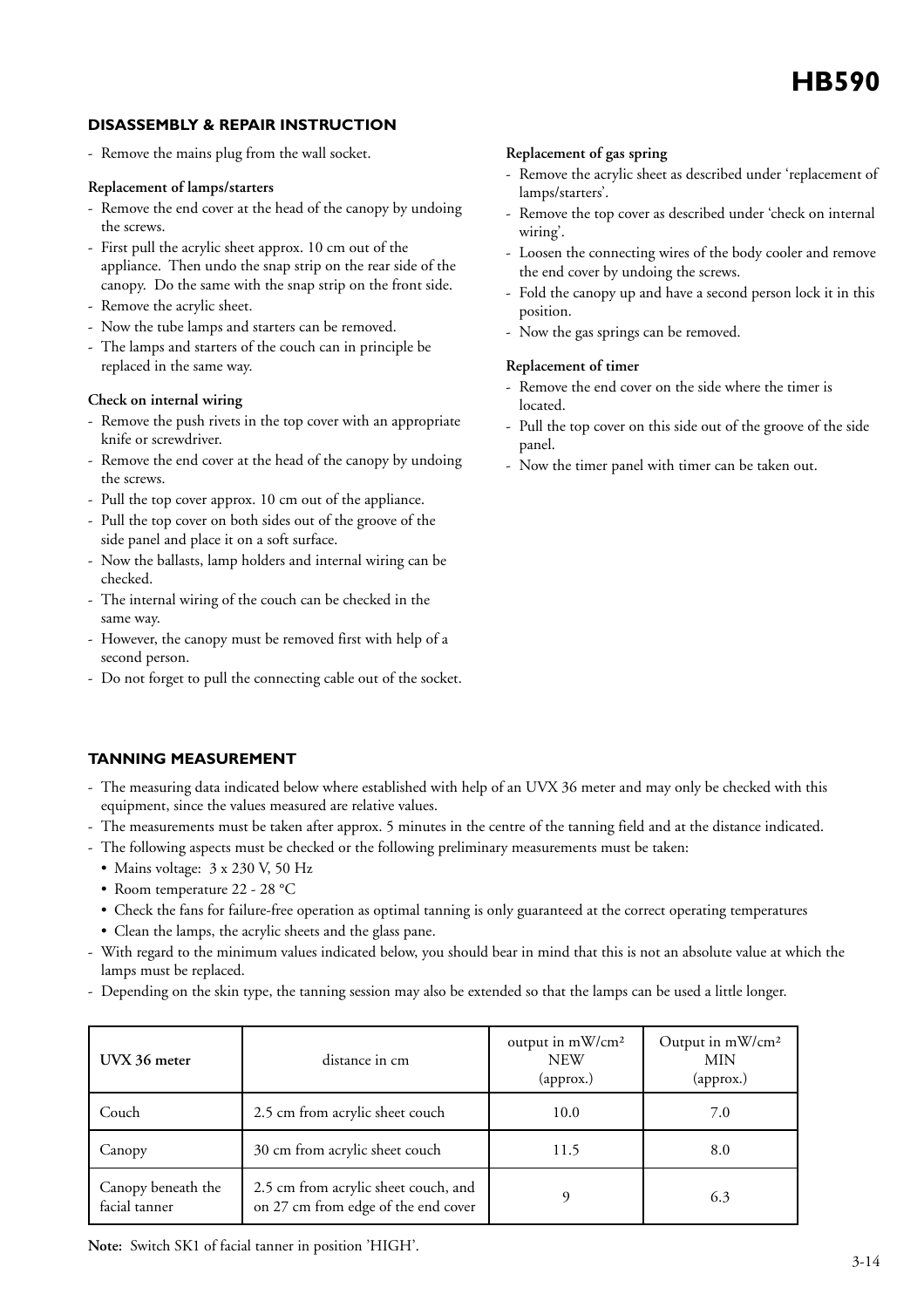## DISASSEMBLY & REPAIR INSTRUCTION

- Remove the mains plug from the wall socket.

**Replacement of lamps/starters**

- Remove the end cover at the head of the canopy by undoing the screws.
- First pull the acrylic sheet approx. 10 cm out of the appliance. Then undo the snap strip on the rear side of the canopy. Do the same with the snap strip on the front side.
- Remove the acrylic sheet.
- Now the tube lamps and starters can be removed.
- The lamps and starters of the couch can in principle be replaced in the same way.

**Check on internal wiring**

- Remove the push rivets in the top cover with an appropriate knife or screwdriver.
- Remove the end cover at the head of the canopy by undoing the screws.
- Pull the top cover approx. 10 cm out of the appliance.
- Pull the top cover on both sides out of the groove of the side panel and place it on a soft surface.
- Now the ballasts, lamp holders and internal wiring can be checked.
- The internal wiring of the couch can be checked in the same way.
- However, the canopy must be removed first with help of a second person.
- Do not forget to pull the connecting cable out of the socket.

**Replacement of gas spring**

- Remove the acrylic sheet as described under 'replacement of lamps/starters'.
- Remove the top cover as described under 'check on internal wiring'.
- Loosen the connecting wires of the body cooler and remove the end cover by undoing the screws.
- Fold the canopy up and have a second person lock it in this position.
- Now the gas springs can be removed.

**Replacement of timer**

- Remove the end cover on the side where the timer is located.
- Pull the top cover on this side out of the groove of the side panel.
- Now the timer panel with timer can be taken out.

## TANNING MEASUREMENT

- The measuring data indicated below where established with help of an UVX 36 meter and may only be checked with this equipment, since the values measured are relative values.
- The measurements must be taken after approx. 5 minutes in the centre of the tanning field and at the distance indicated.
- The following aspects must be checked or the following preliminary measurements must be taken:
  - Mains voltage: 3 x 230 V, 50 Hz
  - Room temperature 22 - 28 °C
  - Check the fans for failure-free operation as optimal tanning is only guaranteed at the correct operating temperatures
  - Clean the lamps, the acrylic sheets and the glass pane.
- With regard to the minimum values indicated below, you should bear in mind that this is not an absolute value at which the lamps must be replaced.
- Depending on the skin type, the tanning session may also be extended so that the lamps can be used a little longer.

| UVX 36 meter | distance in cm | output in mW/cm² NEW (approx.) | Output in mW/cm² MIN (approx.) |
|---|---|---|---|
| Couch | 2.5 cm from acrylic sheet couch | 10.0 | 7.0 |
| Canopy | 30 cm from acrylic sheet couch | 11.5 | 8.0 |
| Canopy beneath the facial tanner | 2.5 cm from acrylic sheet couch, and on 27 cm from edge of the end cover | 9 | 6.3 |

**Note:** Switch SK1 of facial tanner in position 'HIGH'.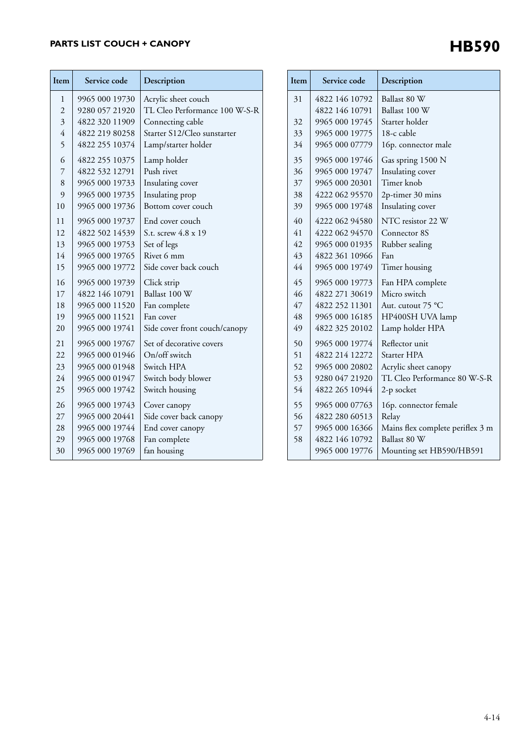## PARTS LIST COUCH + CANOPY

# HB590

| Item | Service code | Description |
|---|---|---|
| 1 | 9965 000 19730 | Acrylic sheet couch |
| 2 | 9280 057 21920 | TL Cleo Performance 100 W-S-R |
| 3 | 4822 320 11909 | Connecting cable |
| 4 | 4822 219 80258 | Starter S12/Cleo sunstarter |
| 5 | 4822 255 10374 | Lamp/starter holder |
| 6 | 4822 255 10375 | Lamp holder |
| 7 | 4822 532 12791 | Push rivet |
| 8 | 9965 000 19733 | Insulating cover |
| 9 | 9965 000 19735 | Insulating prop |
| 10 | 9965 000 19736 | Bottom cover couch |
| 11 | 9965 000 19737 | End cover couch |
| 12 | 4822 502 14539 | S.t. screw 4.8 x 19 |
| 13 | 9965 000 19753 | Set of legs |
| 14 | 9965 000 19765 | Rivet 6 mm |
| 15 | 9965 000 19772 | Side cover back couch |
| 16 | 9965 000 19739 | Click strip |
| 17 | 4822 146 10791 | Ballast 100 W |
| 18 | 9965 000 11520 | Fan complete |
| 19 | 9965 000 11521 | Fan cover |
| 20 | 9965 000 19741 | Side cover front couch/canopy |
| 21 | 9965 000 19767 | Set of decorative covers |
| 22 | 9965 000 01946 | On/off switch |
| 23 | 9965 000 01948 | Switch HPA |
| 24 | 9965 000 01947 | Switch body blower |
| 25 | 9965 000 19742 | Switch housing |
| 26 | 9965 000 19743 | Cover canopy |
| 27 | 9965 000 20441 | Side cover back canopy |
| 28 | 9965 000 19744 | End cover canopy |
| 29 | 9965 000 19768 | Fan complete |
| 30 | 9965 000 19769 | fan housing |
| 31 | 4822 146 10792 | Ballast 80 W |
| | 4822 146 10791 | Ballast 100 W |
| 32 | 9965 000 19745 | Starter holder |
| 33 | 9965 000 19775 | 18-c cable |
| 34 | 9965 000 07779 | 16p. connector male |
| 35 | 9965 000 19746 | Gas spring 1500 N |
| 36 | 9965 000 19747 | Insulating cover |
| 37 | 9965 000 20301 | Timer knob |
| 38 | 4222 062 95570 | 2p-timer 30 mins |
| 39 | 9965 000 19748 | Insulating cover |
| 40 | 4222 062 94580 | NTC resistor 22 W |
| 41 | 4222 062 94570 | Connector 8S |
| 42 | 9965 000 01935 | Rubber sealing |
| 43 | 4822 361 10966 | Fan |
| 44 | 9965 000 19749 | Timer housing |
| 45 | 9965 000 19773 | Fan HPA complete |
| 46 | 4822 271 30619 | Micro switch |
| 47 | 4822 252 11301 | Aut. cutout 75 °C |
| 48 | 9965 000 16185 | HP400SH UVA lamp |
| 49 | 4822 325 20102 | Lamp holder HPA |
| 50 | 9965 000 19774 | Reflector unit |
| 51 | 4822 214 12272 | Starter HPA |
| 52 | 9965 000 20802 | Acrylic sheet canopy |
| 53 | 9280 047 21920 | TL Cleo Performance 80 W-S-R |
| 54 | 4822 265 10944 | 2-p socket |
| 55 | 9965 000 07763 | 16p. connector female |
| 56 | 4822 280 60513 | Relay |
| 57 | 9965 000 16366 | Mains flex complete periflex 3 m |
| 58 | 4822 146 10792 | Ballast 80 W |
| | 9965 000 19776 | Mounting set HB590/HB591 |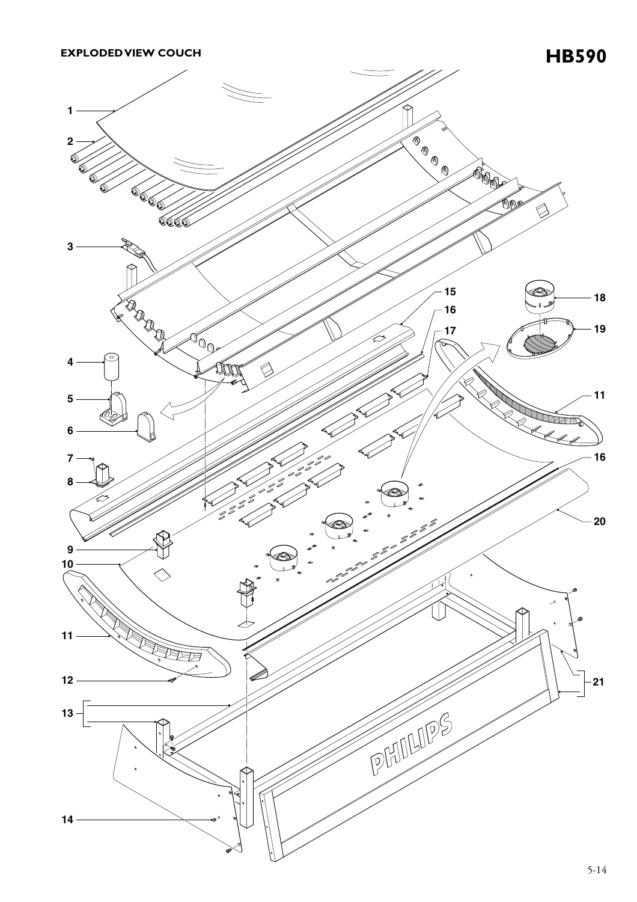EXPLODED VIEW COUCH

HB590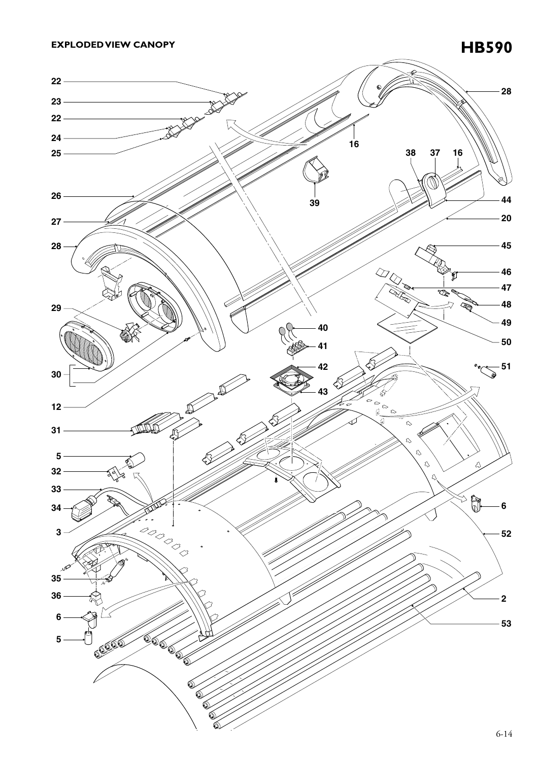**EXPLODED VIEW CANOPY**

# HB590

22
23
22
24
25
26
27
28
29
30
12
31
5
32
33
34
3
35
36
6
5
28
16
38 37 16
39
44
20
45
46
47
48
49
50
40
41
42
43
51
6
52
2
53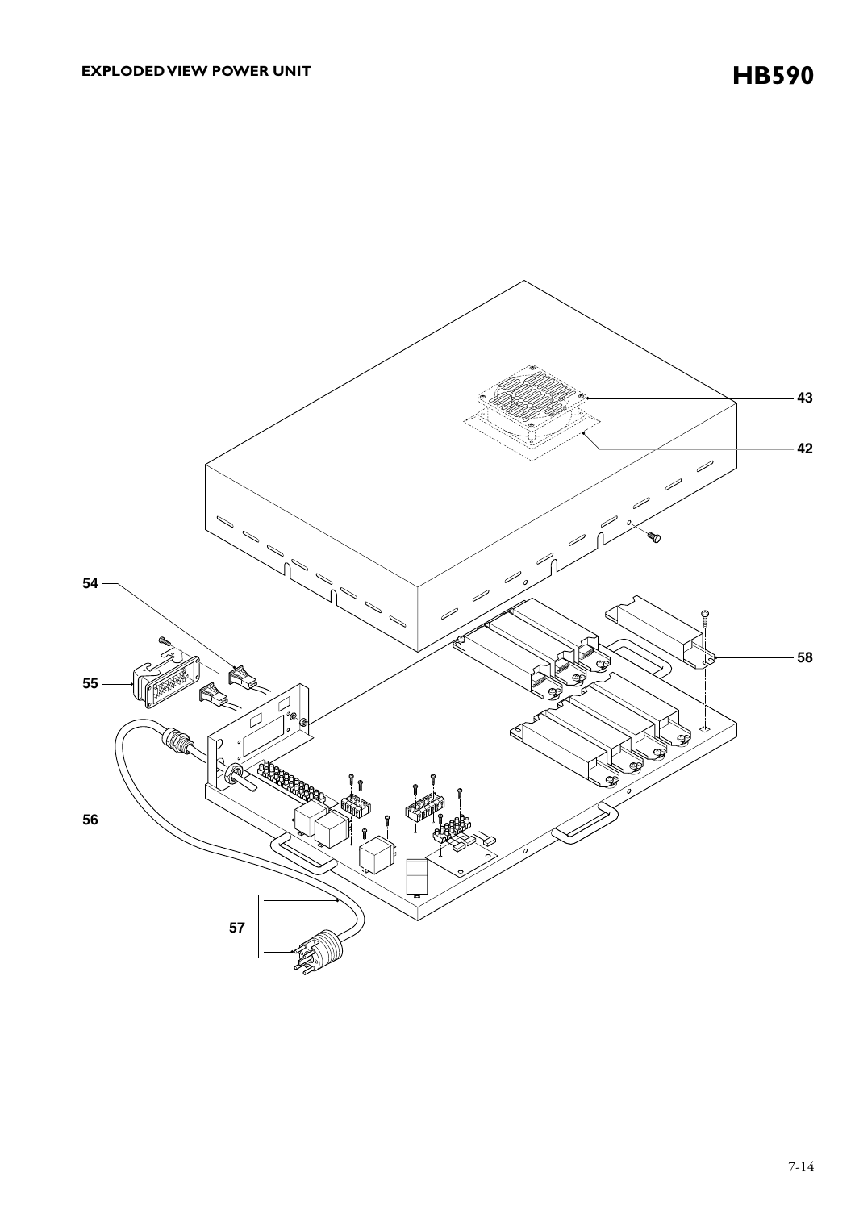# EXPLODED VIEW POWER UNIT

## HB590

43

42

54

58

55

56

57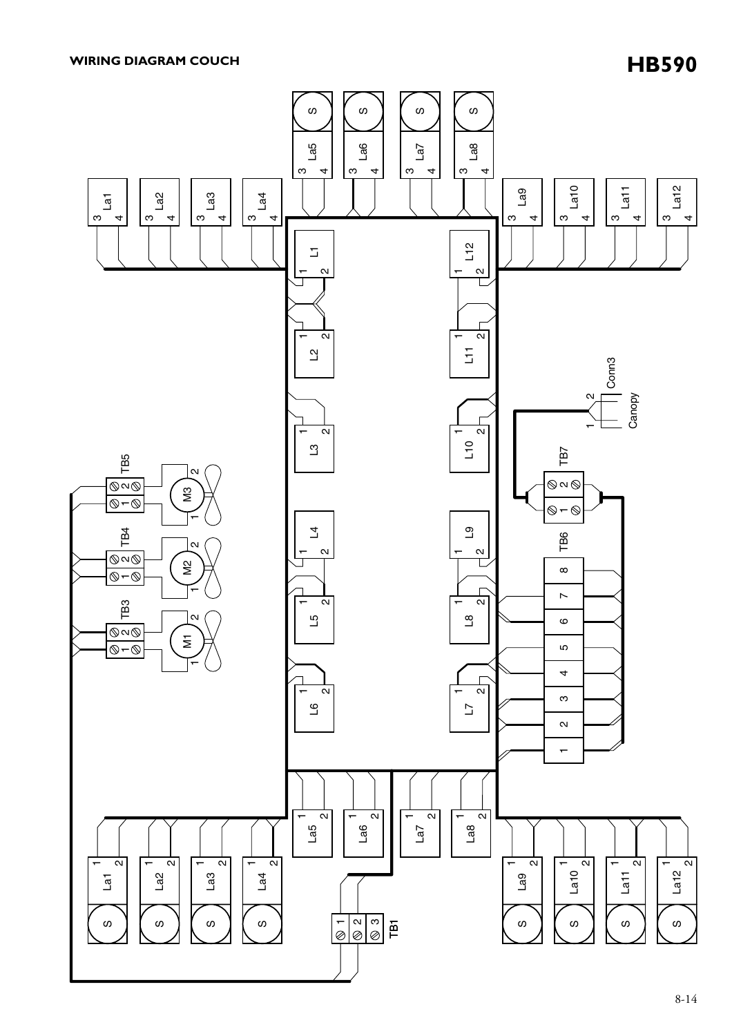**WIRING DIAGRAM COUCH**

# HB590

S La5 3 4 · S La6 3 4 · S La7 3 4 · S La8 3 4

La1 3 4 · La2 3 4 · La3 3 4 · La4 3 4 · La9 3 4 · La10 3 4 · La11 3 4 · La12 3 4

L1 1 2 · L2 1 2 · L3 1 2 · L4 1 2 · L5 1 2 · L6 1 2

L12 1 2 · L11 1 2 · L10 1 2 · L9 1 2 · L8 1 2 · L7 1 2

Conn3 Canopy 1 2

TB7 1 2

TB6 1 2 3 4 5 6 7 8

TB5 1 2 M3 1 2

TB4 1 2 M2 1 2

TB3 1 2 M1 1 2

La5 1 2 · La6 1 2 · La7 1 2 · La8 1 2

S La1 1 2 · S La2 1 2 · S La3 1 2 · S La4 1 2

S La9 1 2 · S La10 1 2 · S La11 1 2 · S La12 1 2

TB1 1 2 3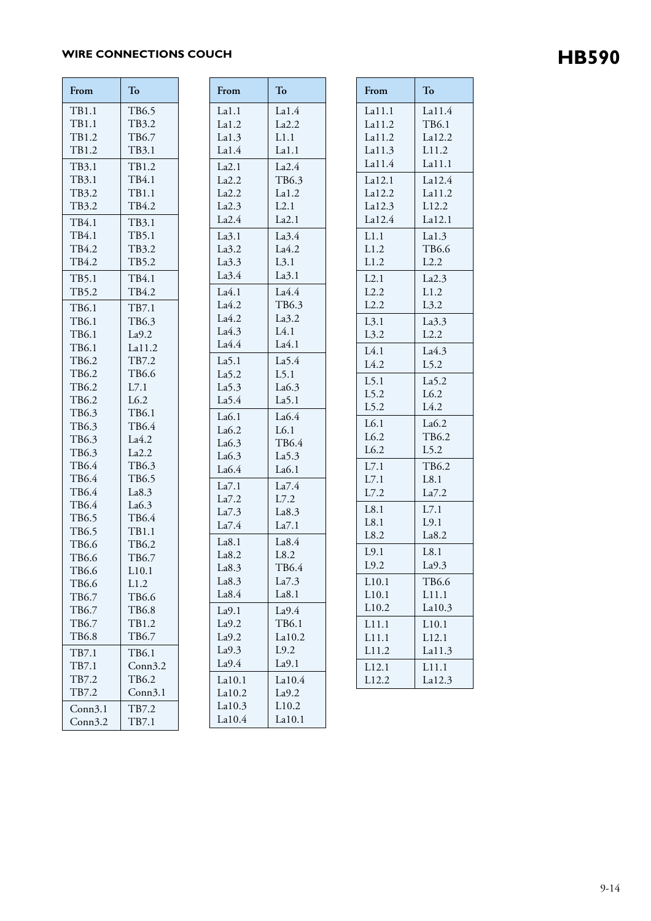## WIRE CONNECTIONS COUCH

# HB590

| From | To |
|---|---|
| TB1.1 | TB6.5 |
| TB1.1 | TB3.2 |
| TB1.2 | TB6.7 |
| TB1.2 | TB3.1 |
| TB3.1 | TB1.2 |
| TB3.1 | TB4.1 |
| TB3.2 | TB1.1 |
| TB3.2 | TB4.2 |
| TB4.1 | TB3.1 |
| TB4.1 | TB5.1 |
| TB4.2 | TB3.2 |
| TB4.2 | TB5.2 |
| TB5.1 | TB4.1 |
| TB5.2 | TB4.2 |
| TB6.1 | TB7.1 |
| TB6.1 | TB6.3 |
| TB6.1 | La9.2 |
| TB6.1 | La11.2 |
| TB6.2 | TB7.2 |
| TB6.2 | TB6.6 |
| TB6.2 | L7.1 |
| TB6.2 | L6.2 |
| TB6.3 | TB6.1 |
| TB6.3 | TB6.4 |
| TB6.3 | La4.2 |
| TB6.3 | La2.2 |
| TB6.4 | TB6.3 |
| TB6.4 | TB6.5 |
| TB6.4 | La8.3 |
| TB6.4 | La6.3 |
| TB6.5 | TB6.4 |
| TB6.5 | TB1.1 |
| TB6.6 | TB6.2 |
| TB6.6 | TB6.7 |
| TB6.6 | L10.1 |
| TB6.6 | L1.2 |
| TB6.7 | TB6.6 |
| TB6.7 | TB6.8 |
| TB6.7 | TB1.2 |
| TB6.8 | TB6.7 |
| TB7.1 | TB6.1 |
| TB7.1 | Conn3.2 |
| TB7.2 | TB6.2 |
| TB7.2 | Conn3.1 |
| Conn3.1 | TB7.2 |
| Conn3.2 | TB7.1 |

| From | To |
|---|---|
| La1.1 | La1.4 |
| La1.2 | La2.2 |
| La1.3 | L1.1 |
| La1.4 | La1.1 |
| La2.1 | La2.4 |
| La2.2 | TB6.3 |
| La2.2 | La1.2 |
| La2.3 | L2.1 |
| La2.4 | La2.1 |
| La3.1 | La3.4 |
| La3.2 | La4.2 |
| La3.3 | L3.1 |
| La3.4 | La3.1 |
| La4.1 | La4.4 |
| La4.2 | TB6.3 |
| La4.2 | La3.2 |
| La4.3 | L4.1 |
| La4.4 | La4.1 |
| La5.1 | La5.4 |
| La5.2 | L5.1 |
| La5.3 | La6.3 |
| La5.4 | La5.1 |
| La6.1 | La6.4 |
| La6.2 | L6.1 |
| La6.3 | TB6.4 |
| La6.3 | La5.3 |
| La6.4 | La6.1 |
| La7.1 | La7.4 |
| La7.2 | L7.2 |
| La7.3 | La8.3 |
| La7.4 | La7.1 |
| La8.1 | La8.4 |
| La8.2 | L8.2 |
| La8.3 | TB6.4 |
| La8.3 | La7.3 |
| La8.4 | La8.1 |
| La9.1 | La9.4 |
| La9.2 | TB6.1 |
| La9.2 | La10.2 |
| La9.3 | L9.2 |
| La9.4 | La9.1 |
| La10.1 | La10.4 |
| La10.2 | La9.2 |
| La10.3 | L10.2 |
| La10.4 | La10.1 |

| From | To |
|---|---|
| La11.1 | La11.4 |
| La11.2 | TB6.1 |
| La11.2 | La12.2 |
| La11.3 | L11.2 |
| La11.4 | La11.1 |
| La12.1 | La12.4 |
| La12.2 | La11.2 |
| La12.3 | L12.2 |
| La12.4 | La12.1 |
| L1.1 | La1.3 |
| L1.2 | TB6.6 |
| L1.2 | L2.2 |
| L2.1 | La2.3 |
| L2.2 | L1.2 |
| L2.2 | L3.2 |
| L3.1 | La3.3 |
| L3.2 | L2.2 |
| L4.1 | La4.3 |
| L4.2 | L5.2 |
| L5.1 | La5.2 |
| L5.2 | L6.2 |
| L5.2 | L4.2 |
| L6.1 | La6.2 |
| L6.2 | TB6.2 |
| L6.2 | L5.2 |
| L7.1 | TB6.2 |
| L7.1 | L8.1 |
| L7.2 | La7.2 |
| L8.1 | L7.1 |
| L8.1 | L9.1 |
| L8.2 | La8.2 |
| L9.1 | L8.1 |
| L9.2 | La9.3 |
| L10.1 | TB6.6 |
| L10.1 | L11.1 |
| L10.2 | La10.3 |
| L11.1 | L10.1 |
| L11.1 | L12.1 |
| L11.2 | La11.3 |
| L12.1 | L11.1 |
| L12.2 | La12.3 |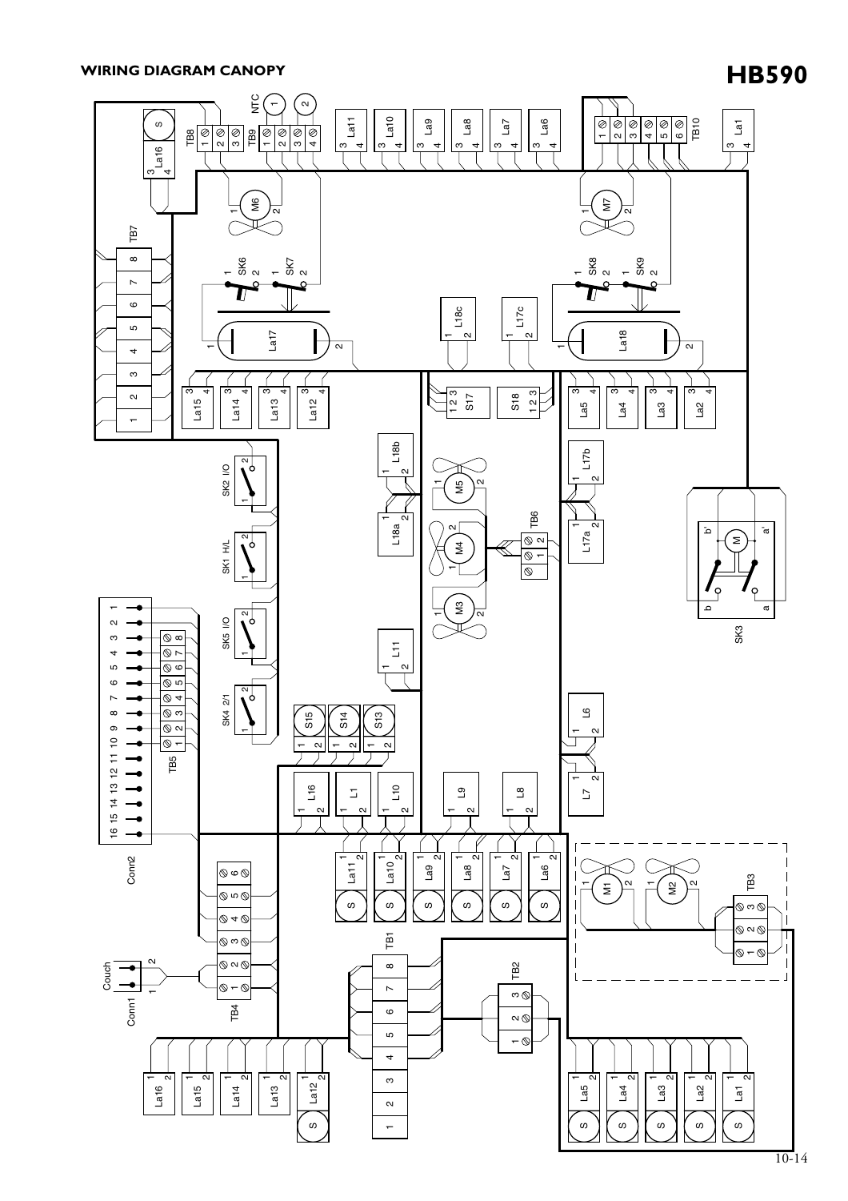# WIRING DIAGRAM CANOPY

# HB590

TB7 1 2 3 4 5 6 7 8

La16 3 4 S

TB8 1 2 3

TB9 1 2 3 4

NTC 1 2

M6 1 2

SK6 1 2

SK7 1 2

La17 1 2

La15 3 4 La14 3 4 La13 3 4 La12 3 4

La11 3 4 La10 3 4 La9 3 4 La8 3 4 La7 3 4 La6 3 4

TB10 1 2 3 4 5 6

La1 3 4

M7 1 2

SK8 1 2

SK9 1 2

La18 1 2

L18c 1 2 L17c 1 2

S17 1 2 3 S18 1 2 3

La5 3 4 La4 3 4 La3 3 4 La2 3 4

SK2 I/O 1 2

SK1 H/L 1 2

SK5 I/O 1 2

SK4 2/1 1 2

L18b 1 2 L18a 1 2

M5 1 2 M4 1 2 M3 1 2

TB6 1 2

L17b 1 2 L17a 1 2

SK3 b b' M a a'

16 15 14 13 12 11 10 9 8 7 6 5 4 3 2 1

TB5 1 2 3 4 5 6 7 8

Conn2

L11 1 2

S15 1 2 S14 1 2 S13 1 2

L6 1 2

L16 1 2 L1 1 2 L10 1 2 L9 1 2 L8 1 2 L7 1 2

TB4 1 2 3 4 5 6

Couch 1 2

Conn1

La11 1 2 S La10 1 2 S La9 1 2 S La8 1 2 S La7 1 2 S La6 1 2 S

TB1 1 2 3 4 5 6 7 8

TB2 1 2 3

M1 1 2 M2 1 2

TB3 1 2 3

L16 1 2 La15 1 2 La14 1 2 La13 1 2 La12 1 2 S

La5 1 2 S La4 1 2 S La3 1 2 S La2 1 2 S La1 1 2 S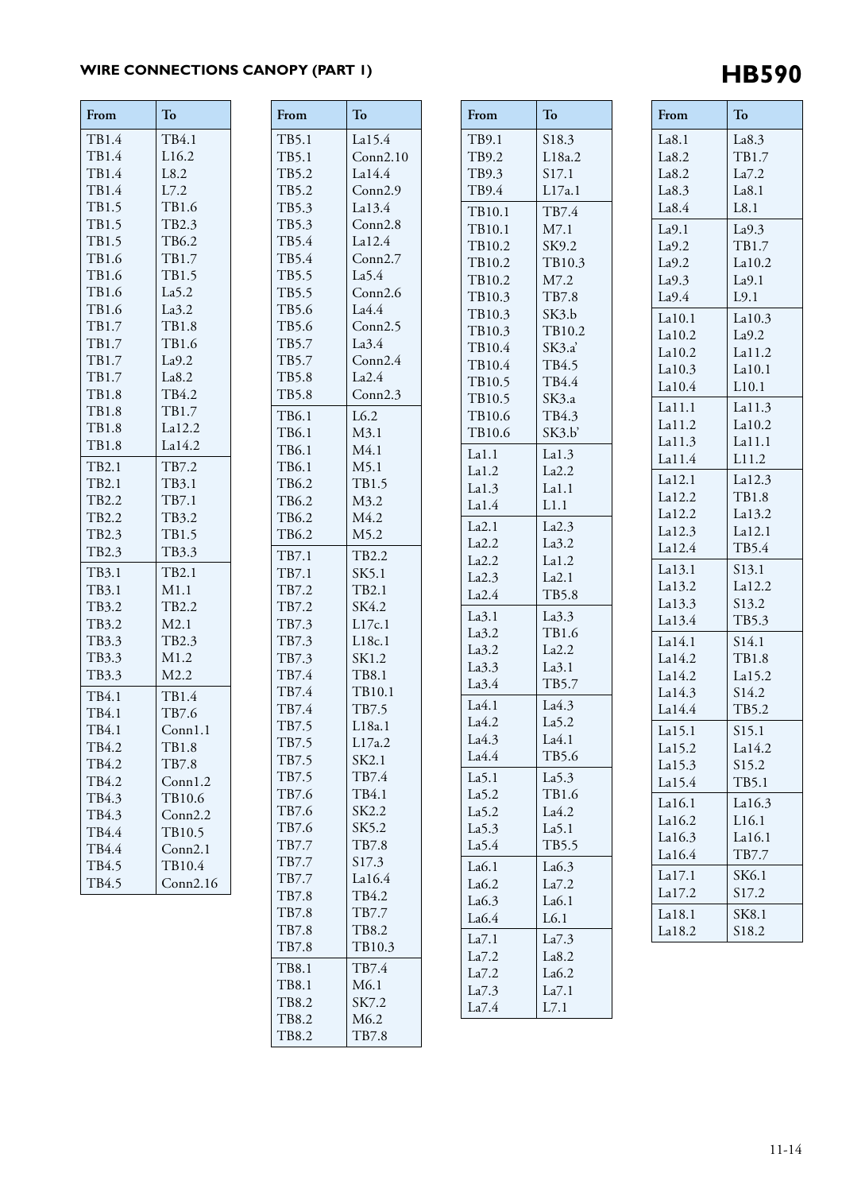## WIRE CONNECTIONS CANOPY (PART 1)

# HB590

| From | To |
|---|---|
| TB1.4 | TB4.1 |
| TB1.4 | L16.2 |
| TB1.4 | L8.2 |
| TB1.4 | L7.2 |
| TB1.5 | TB1.6 |
| TB1.5 | TB2.3 |
| TB1.5 | TB6.2 |
| TB1.6 | TB1.7 |
| TB1.6 | TB1.5 |
| TB1.6 | La5.2 |
| TB1.6 | La3.2 |
| TB1.7 | TB1.8 |
| TB1.7 | TB1.6 |
| TB1.7 | La9.2 |
| TB1.7 | La8.2 |
| TB1.8 | TB4.2 |
| TB1.8 | TB1.7 |
| TB1.8 | La12.2 |
| TB1.8 | La14.2 |
| TB2.1 | TB7.2 |
| TB2.1 | TB3.1 |
| TB2.2 | TB7.1 |
| TB2.2 | TB3.2 |
| TB2.3 | TB1.5 |
| TB2.3 | TB3.3 |
| TB3.1 | TB2.1 |
| TB3.1 | M1.1 |
| TB3.2 | TB2.2 |
| TB3.2 | M2.1 |
| TB3.3 | TB2.3 |
| TB3.3 | M1.2 |
| TB3.3 | M2.2 |
| TB4.1 | TB1.4 |
| TB4.1 | TB7.6 |
| TB4.1 | Conn1.1 |
| TB4.2 | TB1.8 |
| TB4.2 | TB7.8 |
| TB4.2 | Conn1.2 |
| TB4.3 | TB10.6 |
| TB4.3 | Conn2.2 |
| TB4.4 | TB10.5 |
| TB4.4 | Conn2.1 |
| TB4.5 | TB10.4 |
| TB4.5 | Conn2.16 |

| From | To |
|---|---|
| TB5.1 | La15.4 |
| TB5.1 | Conn2.10 |
| TB5.2 | La14.4 |
| TB5.2 | Conn2.9 |
| TB5.3 | La13.4 |
| TB5.3 | Conn2.8 |
| TB5.4 | La12.4 |
| TB5.4 | Conn2.7 |
| TB5.5 | La5.4 |
| TB5.5 | Conn2.6 |
| TB5.6 | La4.4 |
| TB5.6 | Conn2.5 |
| TB5.7 | La3.4 |
| TB5.7 | Conn2.4 |
| TB5.8 | La2.4 |
| TB5.8 | Conn2.3 |
| TB6.1 | L6.2 |
| TB6.1 | M3.1 |
| TB6.1 | M4.1 |
| TB6.1 | M5.1 |
| TB6.2 | TB1.5 |
| TB6.2 | M3.2 |
| TB6.2 | M4.2 |
| TB6.2 | M5.2 |
| TB7.1 | TB2.2 |
| TB7.1 | SK5.1 |
| TB7.2 | TB2.1 |
| TB7.2 | SK4.2 |
| TB7.3 | L17c.1 |
| TB7.3 | L18c.1 |
| TB7.3 | SK1.2 |
| TB7.4 | TB8.1 |
| TB7.4 | TB10.1 |
| TB7.4 | TB7.5 |
| TB7.5 | L18a.1 |
| TB7.5 | L17a.2 |
| TB7.5 | SK2.1 |
| TB7.5 | TB7.4 |
| TB7.6 | TB4.1 |
| TB7.6 | SK2.2 |
| TB7.6 | SK5.2 |
| TB7.7 | TB7.8 |
| TB7.7 | S17.3 |
| TB7.7 | La16.4 |
| TB7.8 | TB4.2 |
| TB7.8 | TB7.7 |
| TB7.8 | TB8.2 |
| TB7.8 | TB10.3 |
| TB8.1 | TB7.4 |
| TB8.1 | M6.1 |
| TB8.2 | SK7.2 |
| TB8.2 | M6.2 |
| TB8.2 | TB7.8 |

| From | To |
|---|---|
| TB9.1 | S18.3 |
| TB9.2 | L18a.2 |
| TB9.3 | S17.1 |
| TB9.4 | L17a.1 |
| TB10.1 | TB7.4 |
| TB10.1 | M7.1 |
| TB10.2 | SK9.2 |
| TB10.2 | TB10.3 |
| TB10.2 | M7.2 |
| TB10.3 | TB7.8 |
| TB10.3 | SK3.b |
| TB10.3 | TB10.2 |
| TB10.4 | SK3.a' |
| TB10.4 | TB4.5 |
| TB10.5 | TB4.4 |
| TB10.5 | SK3.a |
| TB10.6 | TB4.3 |
| TB10.6 | SK3.b' |
| La1.1 | La1.3 |
| La1.2 | La2.2 |
| La1.3 | La1.1 |
| La1.4 | L1.1 |
| La2.1 | La2.3 |
| La2.2 | La3.2 |
| La2.2 | La1.2 |
| La2.3 | La2.1 |
| La2.4 | TB5.8 |
| La3.1 | La3.3 |
| La3.2 | TB1.6 |
| La3.2 | La2.2 |
| La3.3 | La3.1 |
| La3.4 | TB5.7 |
| La4.1 | La4.3 |
| La4.2 | La5.2 |
| La4.3 | La4.1 |
| La4.4 | TB5.6 |
| La5.1 | La5.3 |
| La5.2 | TB1.6 |
| La5.2 | La4.2 |
| La5.3 | La5.1 |
| La5.4 | TB5.5 |
| La6.1 | La6.3 |
| La6.2 | La7.2 |
| La6.3 | La6.1 |
| La6.4 | L6.1 |
| La7.1 | La7.3 |
| La7.2 | La8.2 |
| La7.2 | La6.2 |
| La7.3 | La7.1 |
| La7.4 | L7.1 |

| From | To |
|---|---|
| La8.1 | La8.3 |
| La8.2 | TB1.7 |
| La8.2 | La7.2 |
| La8.3 | La8.1 |
| La8.4 | L8.1 |
| La9.1 | La9.3 |
| La9.2 | TB1.7 |
| La9.2 | La10.2 |
| La9.3 | La9.1 |
| La9.4 | L9.1 |
| La10.1 | La10.3 |
| La10.2 | La9.2 |
| La10.2 | La11.2 |
| La10.3 | La10.1 |
| La10.4 | L10.1 |
| La11.1 | La11.3 |
| La11.2 | La10.2 |
| La11.3 | La11.1 |
| La11.4 | L11.2 |
| La12.1 | La12.3 |
| La12.2 | TB1.8 |
| La12.2 | La13.2 |
| La12.3 | La12.1 |
| La12.4 | TB5.4 |
| La13.1 | S13.1 |
| La13.2 | La12.2 |
| La13.3 | S13.2 |
| La13.4 | TB5.3 |
| La14.1 | S14.1 |
| La14.2 | TB1.8 |
| La14.2 | La15.2 |
| La14.3 | S14.2 |
| La14.4 | TB5.2 |
| La15.1 | S15.1 |
| La15.2 | La14.2 |
| La15.3 | S15.2 |
| La15.4 | TB5.1 |
| La16.1 | La16.3 |
| La16.2 | L16.1 |
| La16.3 | La16.1 |
| La16.4 | TB7.7 |
| La17.1 | SK6.1 |
| La17.2 | S17.2 |
| La18.1 | SK8.1 |
| La18.2 | S18.2 |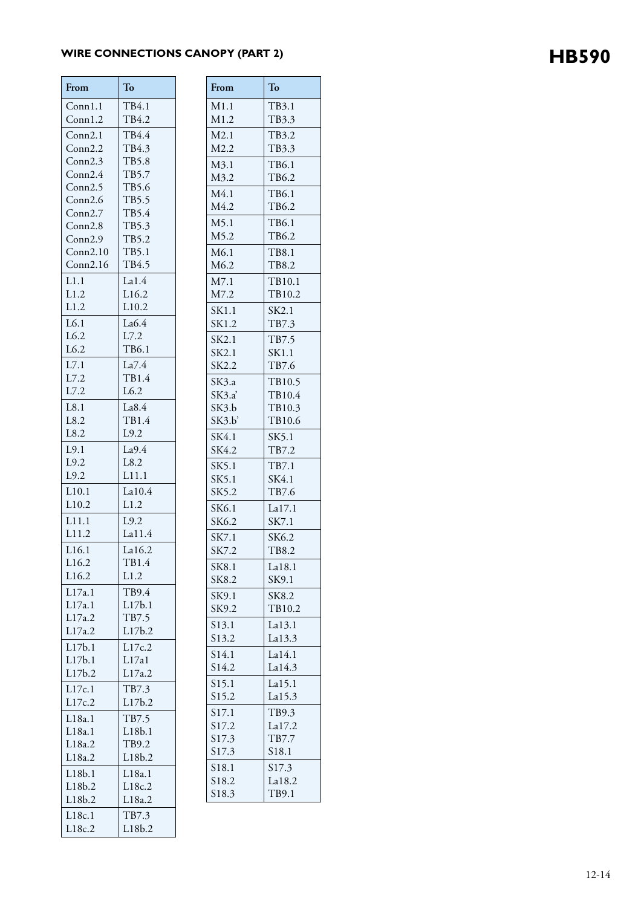## WIRE CONNECTIONS CANOPY (PART 2)

# HB590

| From | To |
|---|---|
| Conn1.1 | TB4.1 |
| Conn1.2 | TB4.2 |
| Conn2.1 | TB4.4 |
| Conn2.2 | TB4.3 |
| Conn2.3 | TB5.8 |
| Conn2.4 | TB5.7 |
| Conn2.5 | TB5.6 |
| Conn2.6 | TB5.5 |
| Conn2.7 | TB5.4 |
| Conn2.8 | TB5.3 |
| Conn2.9 | TB5.2 |
| Conn2.10 | TB5.1 |
| Conn2.16 | TB4.5 |
| L1.1 | La1.4 |
| L1.2 | L16.2 |
| L1.2 | L10.2 |
| L6.1 | La6.4 |
| L6.2 | L7.2 |
| L6.2 | TB6.1 |
| L7.1 | La7.4 |
| L7.2 | TB1.4 |
| L7.2 | L6.2 |
| L8.1 | La8.4 |
| L8.2 | TB1.4 |
| L8.2 | L9.2 |
| L9.1 | La9.4 |
| L9.2 | L8.2 |
| L9.2 | L11.1 |
| L10.1 | La10.4 |
| L10.2 | L1.2 |
| L11.1 | L9.2 |
| L11.2 | La11.4 |
| L16.1 | La16.2 |
| L16.2 | TB1.4 |
| L16.2 | L1.2 |
| L17a.1 | TB9.4 |
| L17a.1 | L17b.1 |
| L17a.2 | TB7.5 |
| L17a.2 | L17b.2 |
| L17b.1 | L17c.2 |
| L17b.1 | L17a1 |
| L17b.2 | L17a.2 |
| L17c.1 | TB7.3 |
| L17c.2 | L17b.2 |
| L18a.1 | TB7.5 |
| L18a.1 | L18b.1 |
| L18a.2 | TB9.2 |
| L18a.2 | L18b.2 |
| L18b.1 | L18a.1 |
| L18b.2 | L18c.2 |
| L18b.2 | L18a.2 |
| L18c.1 | TB7.3 |
| L18c.2 | L18b.2 |

| From | To |
|---|---|
| M1.1 | TB3.1 |
| M1.2 | TB3.3 |
| M2.1 | TB3.2 |
| M2.2 | TB3.3 |
| M3.1 | TB6.1 |
| M3.2 | TB6.2 |
| M4.1 | TB6.1 |
| M4.2 | TB6.2 |
| M5.1 | TB6.1 |
| M5.2 | TB6.2 |
| M6.1 | TB8.1 |
| M6.2 | TB8.2 |
| M7.1 | TB10.1 |
| M7.2 | TB10.2 |
| SK1.1 | SK2.1 |
| SK1.2 | TB7.3 |
| SK2.1 | TB7.5 |
| SK2.1 | SK1.1 |
| SK2.2 | TB7.6 |
| SK3.a | TB10.5 |
| SK3.a' | TB10.4 |
| SK3.b | TB10.3 |
| SK3.b' | TB10.6 |
| SK4.1 | SK5.1 |
| SK4.2 | TB7.2 |
| SK5.1 | TB7.1 |
| SK5.1 | SK4.1 |
| SK5.2 | TB7.6 |
| SK6.1 | La17.1 |
| SK6.2 | SK7.1 |
| SK7.1 | SK6.2 |
| SK7.2 | TB8.2 |
| SK8.1 | La18.1 |
| SK8.2 | SK9.1 |
| SK9.1 | SK8.2 |
| SK9.2 | TB10.2 |
| S13.1 | La13.1 |
| S13.2 | La13.3 |
| S14.1 | La14.1 |
| S14.2 | La14.3 |
| S15.1 | La15.1 |
| S15.2 | La15.3 |
| S17.1 | TB9.3 |
| S17.2 | La17.2 |
| S17.3 | TB7.7 |
| S17.3 | S18.1 |
| S18.1 | S17.3 |
| S18.2 | La18.2 |
| S18.3 | TB9.1 |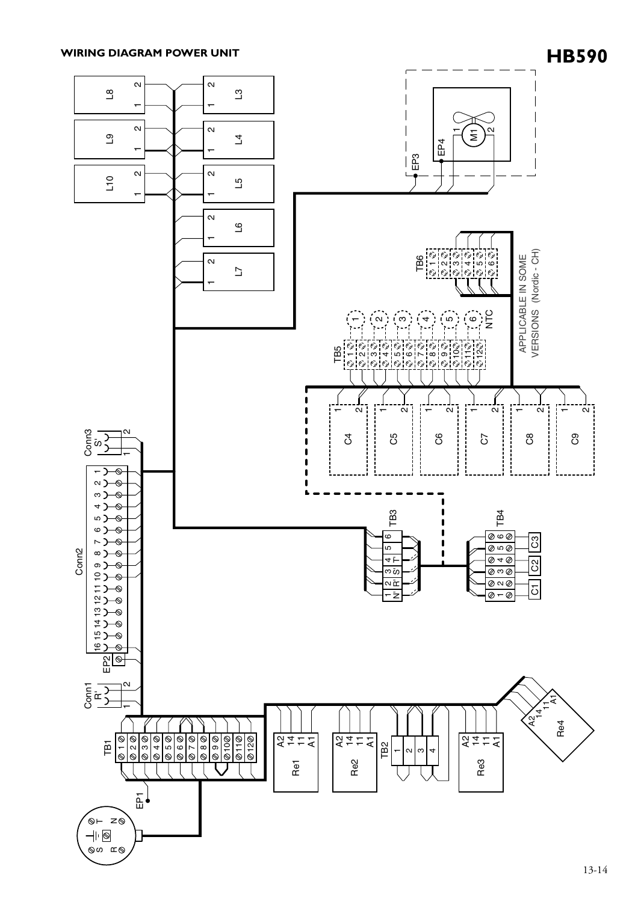## WIRING DIAGRAM POWER UNIT

# HB590

L8 1 2, L9 1 2, L10 1 2, L3 1 2, L4 1 2, L5 1 2, L6 1 2, L7 1 2

EP3, EP4, M1 1 2

TB6 1 2 3 4 5 6

APPLICABLE IN SOME VERSIONS (Nordic - CH)

TB5 1 2 3 4 5 6 7 8 9 10 11 12

NTC 1 2 3 4 5 6

C4 1 2, C5 1 2, C6 1 2, C7 1 2, C8 1 2, C9 1 2

Conn3 S' 1 2

Conn2 1 2 3 4 5 6 7 8 9 10 11 12 13 14 15 16

EP2

TB3 1 N' 2 R' 3 S' 4 T' 5 6

TB4 1 2 3 4 5 6, C1, C2, C3

Conn1 R' 1 2

TB1 1 2 3 4 5 6 7 8 9 10 11 12

EP1

S T R N

Re1 A2 14 11 A1, Re2 A2 14 11 A1, TB2 1 2 3 4, Re3 A2 14 11 A1, Re4 A2 14 11 A1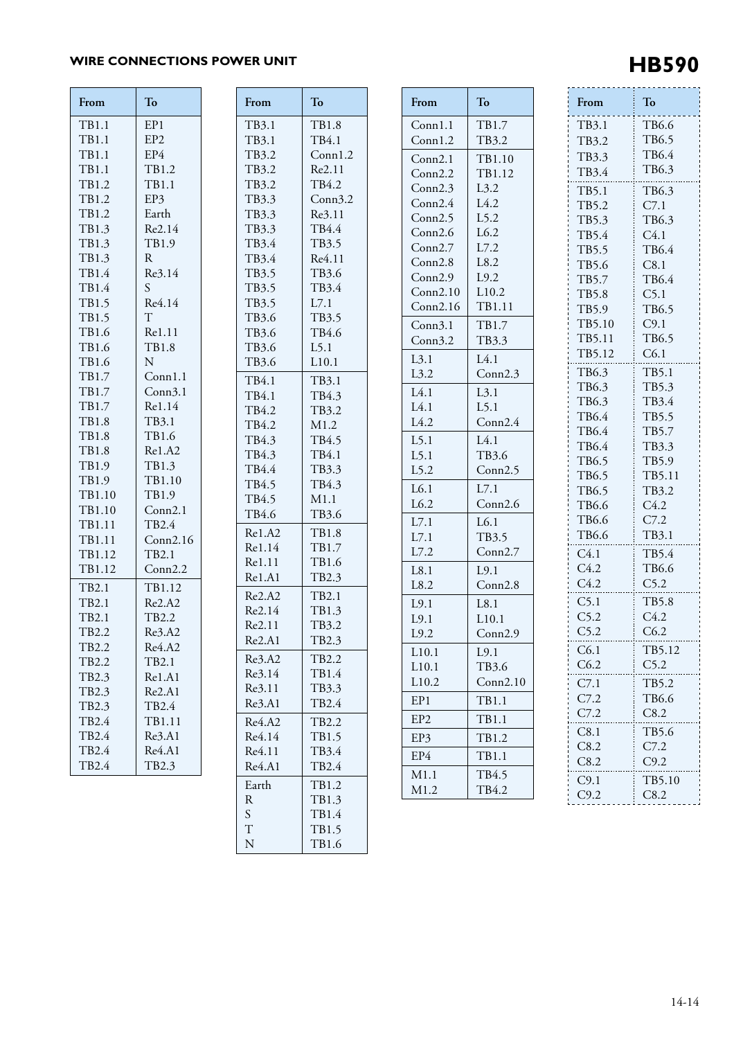## WIRE CONNECTIONS POWER UNIT

# HB590

| From | To |
|---|---|
| TB1.1 | EP1 |
| TB1.1 | EP2 |
| TB1.1 | EP4 |
| TB1.1 | TB1.2 |
| TB1.2 | TB1.1 |
| TB1.2 | EP3 |
| TB1.2 | Earth |
| TB1.3 | Re2.14 |
| TB1.3 | TB1.9 |
| TB1.3 | R |
| TB1.4 | Re3.14 |
| TB1.4 | S |
| TB1.5 | Re4.14 |
| TB1.5 | T |
| TB1.6 | Re1.11 |
| TB1.6 | TB1.8 |
| TB1.6 | N |
| TB1.7 | Conn1.1 |
| TB1.7 | Conn3.1 |
| TB1.7 | Re1.14 |
| TB1.8 | TB3.1 |
| TB1.8 | TB1.6 |
| TB1.8 | Re1.A2 |
| TB1.9 | TB1.3 |
| TB1.9 | TB1.10 |
| TB1.10 | TB1.9 |
| TB1.10 | Conn2.1 |
| TB1.11 | TB2.4 |
| TB1.11 | Conn2.16 |
| TB1.12 | TB2.1 |
| TB1.12 | Conn2.2 |
| TB2.1 | TB1.12 |
| TB2.1 | Re2.A2 |
| TB2.1 | TB2.2 |
| TB2.2 | Re3.A2 |
| TB2.2 | Re4.A2 |
| TB2.2 | TB2.1 |
| TB2.3 | Re1.A1 |
| TB2.3 | Re2.A1 |
| TB2.3 | TB2.4 |
| TB2.4 | TB1.11 |
| TB2.4 | Re3.A1 |
| TB2.4 | Re4.A1 |
| TB2.4 | TB2.3 |

| From | To |
|---|---|
| TB3.1 | TB1.8 |
| TB3.1 | TB4.1 |
| TB3.2 | Conn1.2 |
| TB3.2 | Re2.11 |
| TB3.2 | TB4.2 |
| TB3.3 | Conn3.2 |
| TB3.3 | Re3.11 |
| TB3.3 | TB4.4 |
| TB3.4 | TB3.5 |
| TB3.4 | Re4.11 |
| TB3.5 | TB3.6 |
| TB3.5 | TB3.4 |
| TB3.5 | L7.1 |
| TB3.6 | TB3.5 |
| TB3.6 | TB4.6 |
| TB3.6 | L5.1 |
| TB3.6 | L10.1 |
| TB4.1 | TB3.1 |
| TB4.1 | TB4.3 |
| TB4.2 | TB3.2 |
| TB4.2 | M1.2 |
| TB4.3 | TB4.5 |
| TB4.3 | TB4.1 |
| TB4.4 | TB3.3 |
| TB4.5 | TB4.3 |
| TB4.5 | M1.1 |
| TB4.6 | TB3.6 |
| Re1.A2 | TB1.8 |
| Re1.14 | TB1.7 |
| Re1.11 | TB1.6 |
| Re1.A1 | TB2.3 |
| Re2.A2 | TB2.1 |
| Re2.14 | TB1.3 |
| Re2.11 | TB3.2 |
| Re2.A1 | TB2.3 |
| Re3.A2 | TB2.2 |
| Re3.14 | TB1.4 |
| Re3.11 | TB3.3 |
| Re3.A1 | TB2.4 |
| Re4.A2 | TB2.2 |
| Re4.14 | TB1.5 |
| Re4.11 | TB3.4 |
| Re4.A1 | TB2.4 |
| Earth | TB1.2 |
| R | TB1.3 |
| S | TB1.4 |
| T | TB1.5 |
| N | TB1.6 |

| From | To |
|---|---|
| Conn1.1 | TB1.7 |
| Conn1.2 | TB3.2 |
| Conn2.1 | TB1.10 |
| Conn2.2 | TB1.12 |
| Conn2.3 | L3.2 |
| Conn2.4 | L4.2 |
| Conn2.5 | L5.2 |
| Conn2.6 | L6.2 |
| Conn2.7 | L7.2 |
| Conn2.8 | L8.2 |
| Conn2.9 | L9.2 |
| Conn2.10 | L10.2 |
| Conn2.16 | TB1.11 |
| Conn3.1 | TB1.7 |
| Conn3.2 | TB3.3 |
| L3.1 | L4.1 |
| L3.2 | Conn2.3 |
| L4.1 | L3.1 |
| L4.1 | L5.1 |
| L4.2 | Conn2.4 |
| L5.1 | L4.1 |
| L5.1 | TB3.6 |
| L5.2 | Conn2.5 |
| L6.1 | L7.1 |
| L6.2 | Conn2.6 |
| L7.1 | L6.1 |
| L7.1 | TB3.5 |
| L7.2 | Conn2.7 |
| L8.1 | L9.1 |
| L8.2 | Conn2.8 |
| L9.1 | L8.1 |
| L9.1 | L10.1 |
| L9.2 | Conn2.9 |
| L10.1 | L9.1 |
| L10.1 | TB3.6 |
| L10.2 | Conn2.10 |
| EP1 | TB1.1 |
| EP2 | TB1.1 |
| EP3 | TB1.2 |
| EP4 | TB1.1 |
| M1.1 | TB4.5 |
| M1.2 | TB4.2 |

| From | To |
|---|---|
| TB3.1 | TB6.6 |
| TB3.2 | TB6.5 |
| TB3.3 | TB6.4 |
| TB3.4 | TB6.3 |
| TB5.1 | TB6.3 |
| TB5.2 | C7.1 |
| TB5.3 | TB6.3 |
| TB5.4 | C4.1 |
| TB5.5 | TB6.4 |
| TB5.6 | C8.1 |
| TB5.7 | TB6.4 |
| TB5.8 | C5.1 |
| TB5.9 | TB6.5 |
| TB5.10 | C9.1 |
| TB5.11 | TB6.5 |
| TB5.12 | C6.1 |
| TB6.3 | TB5.1 |
| TB6.3 | TB5.3 |
| TB6.3 | TB3.4 |
| TB6.4 | TB5.5 |
| TB6.4 | TB5.7 |
| TB6.4 | TB3.3 |
| TB6.5 | TB5.9 |
| TB6.5 | TB5.11 |
| TB6.5 | TB3.2 |
| TB6.6 | C4.2 |
| TB6.6 | C7.2 |
| TB6.6 | TB3.1 |
| C4.1 | TB5.4 |
| C4.2 | TB6.6 |
| C4.2 | C5.2 |
| C5.1 | TB5.8 |
| C5.2 | C4.2 |
| C5.2 | C6.2 |
| C6.1 | TB5.12 |
| C6.2 | C5.2 |
| C7.1 | TB5.2 |
| C7.2 | TB6.6 |
| C7.2 | C8.2 |
| C8.1 | TB5.6 |
| C8.2 | C7.2 |
| C8.2 | C9.2 |
| C9.1 | TB5.10 |
| C9.2 | C8.2 |